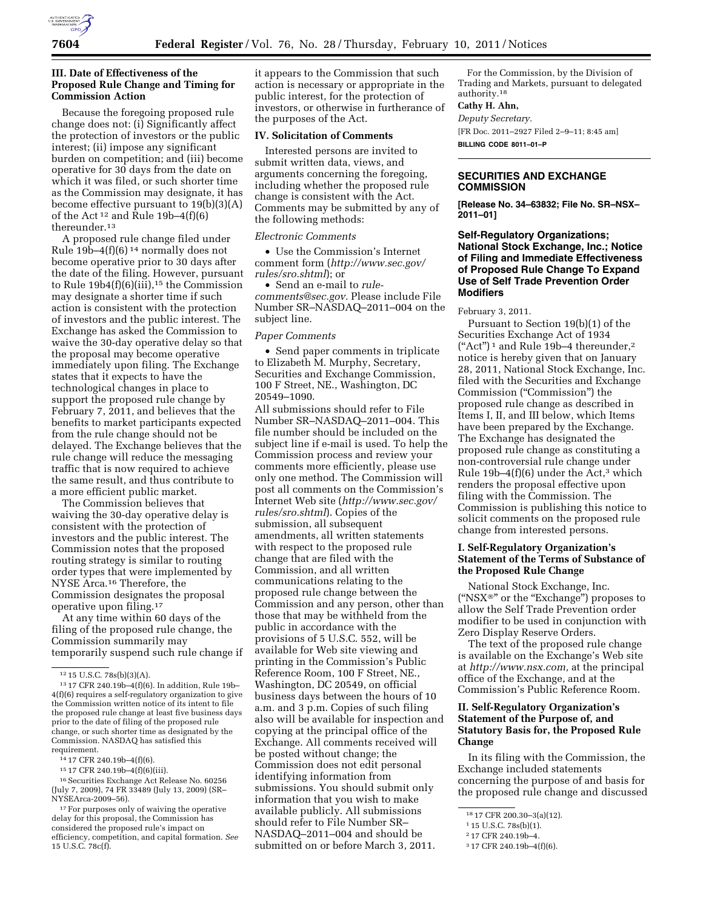### III. Date of Effectiveness of the Proposed Rule Change and Timing for Commission Action

Because the foregoing proposed rule change does not: (i) Significantly affect the protection of investors or the public interest; (ii) impose any significant burden on competition; and (iii) become operative for 30 days from the date on which it was filed, or such shorter time as the Commission may designate, it has become effective pursuant to 19(b)(3)(A) of the Act [12] and Rule 19b–4(f)(6) thereunder.[13]

A proposed rule change filed under Rule 19b–4(f)(6) [14] normally does not become operative prior to 30 days after the date of the filing. However, pursuant to Rule 19b4(f)(6)(iii),[15] the Commission may designate a shorter time if such action is consistent with the protection of investors and the public interest. The Exchange has asked the Commission to waive the 30-day operative delay so that the proposal may become operative immediately upon filing. The Exchange states that it expects to have the technological changes in place to support the proposed rule change by February 7, 2011, and believes that the benefits to market participants expected from the rule change should not be delayed. The Exchange believes that the rule change will reduce the messaging traffic that is now required to achieve the same result, and thus contribute to a more efficient public market.

The Commission believes that waiving the 30-day operative delay is consistent with the protection of investors and the public interest. The Commission notes that the proposed routing strategy is similar to routing order types that were implemented by NYSE Arca.[16] Therefore, the Commission designates the proposal operative upon filing.[17]

At any time within 60 days of the filing of the proposed rule change, the Commission summarily may temporarily suspend such rule change if it appears to the Commission that such action is necessary or appropriate in the public interest, for the protection of investors, or otherwise in furtherance of the purposes of the Act.

### IV. Solicitation of Comments

Interested persons are invited to submit written data, views, and arguments concerning the foregoing, including whether the proposed rule change is consistent with the Act. Comments may be submitted by any of the following methods:

*Electronic Comments*

- Use the Commission's Internet comment form (*http://www.sec.gov/rules/sro.shtml*); or
- Send an e-mail to *rule-comments@sec.gov.* Please include File Number SR–NASDAQ–2011–004 on the subject line.

*Paper Comments*

- Send paper comments in triplicate to Elizabeth M. Murphy, Secretary, Securities and Exchange Commission, 100 F Street, NE., Washington, DC 20549–1090.

All submissions should refer to File Number SR–NASDAQ–2011–004. This file number should be included on the subject line if e-mail is used. To help the Commission process and review your comments more efficiently, please use only one method. The Commission will post all comments on the Commission's Internet Web site (*http://www.sec.gov/rules/sro.shtml*). Copies of the submission, all subsequent amendments, all written statements with respect to the proposed rule change that are filed with the Commission, and all written communications relating to the proposed rule change between the Commission and any person, other than those that may be withheld from the public in accordance with the provisions of 5 U.S.C. 552, will be available for Web site viewing and printing in the Commission's Public Reference Room, 100 F Street, NE., Washington, DC 20549, on official business days between the hours of 10 a.m. and 3 p.m. Copies of such filing also will be available for inspection and copying at the principal office of the Exchange. All comments received will be posted without change; the Commission does not edit personal identifying information from submissions. You should submit only information that you wish to make available publicly. All submissions should refer to File Number SR–NASDAQ–2011–004 and should be submitted on or before March 3, 2011.

For the Commission, by the Division of Trading and Markets, pursuant to delegated authority.[18]

**Cathy H. Ahn,**

*Deputy Secretary.*

[FR Doc. 2011–2927 Filed 2–9–11; 8:45 am]

**BILLING CODE 8011–01–P**

---

## SECURITIES AND EXCHANGE COMMISSION

**[Release No. 34–63832; File No. SR–NSX–2011–01]**

### Self-Regulatory Organizations; National Stock Exchange, Inc.; Notice of Filing and Immediate Effectiveness of Proposed Rule Change To Expand Use of Self Trade Prevention Order Modifiers

February 3, 2011.

Pursuant to Section 19(b)(1) of the Securities Exchange Act of 1934 ("Act") [1] and Rule 19b–4 thereunder,[2] notice is hereby given that on January 28, 2011, National Stock Exchange, Inc. filed with the Securities and Exchange Commission ("Commission") the proposed rule change as described in Items I, II, and III below, which Items have been prepared by the Exchange. The Exchange has designated the proposed rule change as constituting a non-controversial rule change under Rule 19b–4(f)(6) under the Act,[3] which renders the proposal effective upon filing with the Commission. The Commission is publishing this notice to solicit comments on the proposed rule change from interested persons.

### I. Self-Regulatory Organization's Statement of the Terms of Substance of the Proposed Rule Change

National Stock Exchange, Inc. ("NSX®" or the "Exchange") proposes to allow the Self Trade Prevention order modifier to be used in conjunction with Zero Display Reserve Orders.

The text of the proposed rule change is available on the Exchange's Web site at *http://www.nsx.com,* at the principal office of the Exchange, and at the Commission's Public Reference Room.

### II. Self-Regulatory Organization's Statement of the Purpose of, and Statutory Basis for, the Proposed Rule Change

In its filing with the Commission, the Exchange included statements concerning the purpose of and basis for the proposed rule change and discussed

---

[12] 15 U.S.C. 78s(b)(3)(A).

[13] 17 CFR 240.19b–4(f)(6). In addition, Rule 19b–4(f)(6) requires a self-regulatory organization to give the Commission written notice of its intent to file the proposed rule change at least five business days prior to the date of filing of the proposed rule change, or such shorter time as designated by the Commission. NASDAQ has satisfied this requirement.

[14] 17 CFR 240.19b–4(f)(6).

[15] 17 CFR 240.19b–4(f)(6)(iii).

[16] Securities Exchange Act Release No. 60256 (July 7, 2009), 74 FR 33489 (July 13, 2009) (SR–NYSEArca-2009–56).

[17] For purposes only of waiving the operative delay for this proposal, the Commission has considered the proposed rule's impact on efficiency, competition, and capital formation. *See* 15 U.S.C. 78c(f).

[18] 17 CFR 200.30–3(a)(12).

[1] 15 U.S.C. 78s(b)(1).

[2] 17 CFR 240.19b–4.

[3] 17 CFR 240.19b–4(f)(6).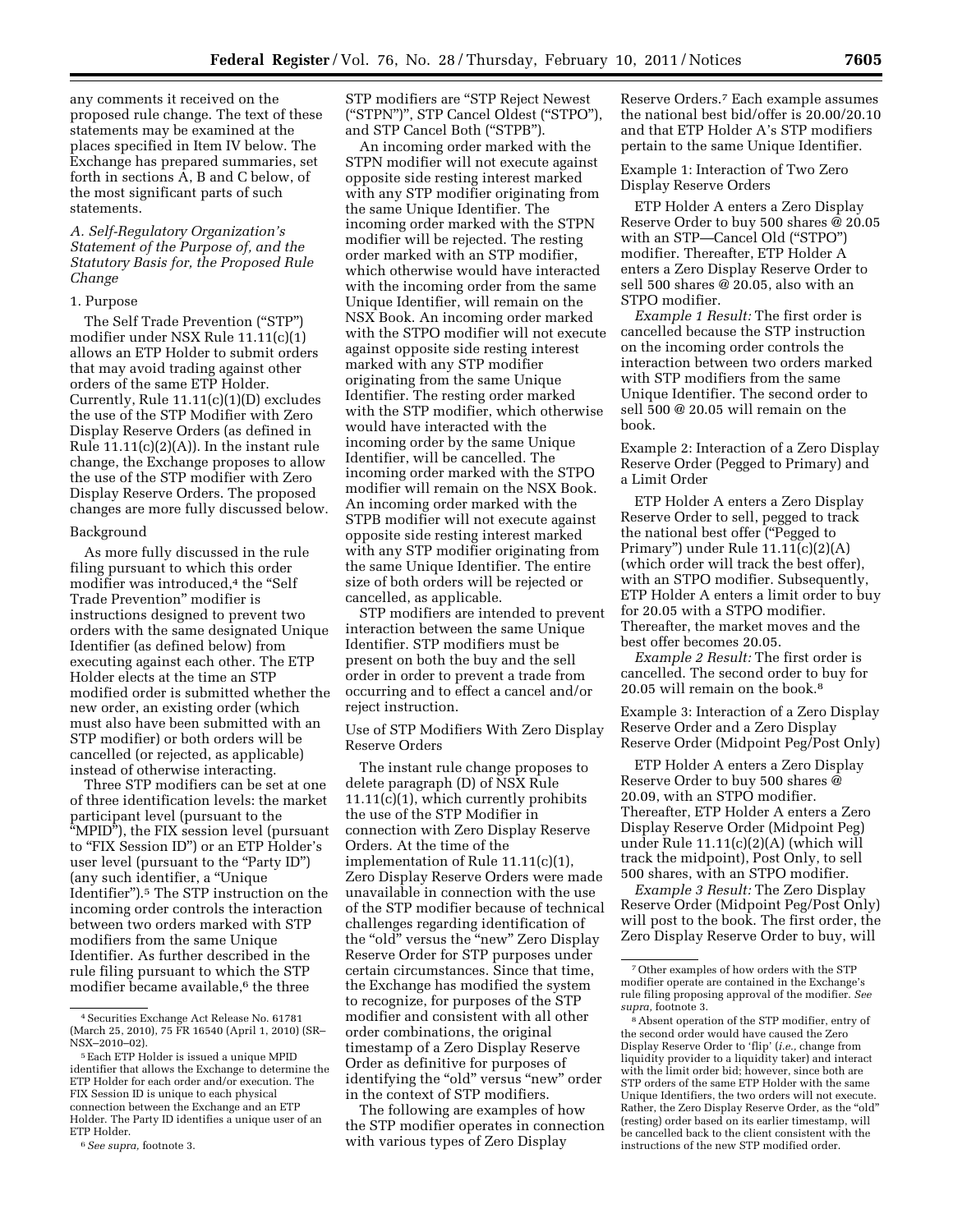any comments it received on the proposed rule change. The text of these statements may be examined at the places specified in Item IV below. The Exchange has prepared summaries, set forth in sections A, B and C below, of the most significant parts of such statements.

### A. Self-Regulatory Organization's Statement of the Purpose of, and the Statutory Basis for, the Proposed Rule Change

#### 1. Purpose

The Self Trade Prevention ("STP") modifier under NSX Rule 11.11(c)(1) allows an ETP Holder to submit orders that may avoid trading against other orders of the same ETP Holder. Currently, Rule 11.11(c)(1)(D) excludes the use of the STP Modifier with Zero Display Reserve Orders (as defined in Rule 11.11(c)(2)(A)). In the instant rule change, the Exchange proposes to allow the use of the STP modifier with Zero Display Reserve Orders. The proposed changes are more fully discussed below.

#### Background

As more fully discussed in the rule filing pursuant to which this order modifier was introduced,[4] the "Self Trade Prevention" modifier is instructions designed to prevent two orders with the same designated Unique Identifier (as defined below) from executing against each other. The ETP Holder elects at the time an STP modified order is submitted whether the new order, an existing order (which must also have been submitted with an STP modifier) or both orders will be cancelled (or rejected, as applicable) instead of otherwise interacting.

Three STP modifiers can be set at one of three identification levels: the market participant level (pursuant to the "MPID"), the FIX session level (pursuant to "FIX Session ID") or an ETP Holder's user level (pursuant to the "Party ID") (any such identifier, a "Unique Identifier").[5] The STP instruction on the incoming order controls the interaction between two orders marked with STP modifiers from the same Unique Identifier. As further described in the rule filing pursuant to which the STP modifier became available,[6] the three STP modifiers are "STP Reject Newest ("STPN")", STP Cancel Oldest ("STPO"), and STP Cancel Both ("STPB").

An incoming order marked with the STPN modifier will not execute against opposite side resting interest marked with any STP modifier originating from the same Unique Identifier. The incoming order marked with the STPN modifier will be rejected. The resting order marked with an STP modifier, which otherwise would have interacted with the incoming order from the same Unique Identifier, will remain on the NSX Book. An incoming order marked with the STPO modifier will not execute against opposite side resting interest marked with any STP modifier originating from the same Unique Identifier. The resting order marked with the STP modifier, which otherwise would have interacted with the incoming order by the same Unique Identifier, will be cancelled. The incoming order marked with the STPO modifier will remain on the NSX Book. An incoming order marked with the STPB modifier will not execute against opposite side resting interest marked with any STP modifier originating from the same Unique Identifier. The entire size of both orders will be rejected or cancelled, as applicable.

STP modifiers are intended to prevent interaction between the same Unique Identifier. STP modifiers must be present on both the buy and the sell order in order to prevent a trade from occurring and to effect a cancel and/or reject instruction.

#### Use of STP Modifiers With Zero Display Reserve Orders

The instant rule change proposes to delete paragraph (D) of NSX Rule 11.11(c)(1), which currently prohibits the use of the STP Modifier in connection with Zero Display Reserve Orders. At the time of the implementation of Rule 11.11(c)(1), Zero Display Reserve Orders were made unavailable in connection with the use of the STP modifier because of technical challenges regarding identification of the "old" versus the "new" Zero Display Reserve Order for STP purposes under certain circumstances. Since that time, the Exchange has modified the system to recognize, for purposes of the STP modifier and consistent with all other order combinations, the original timestamp of a Zero Display Reserve Order as definitive for purposes of identifying the "old" versus "new" order in the context of STP modifiers.

The following are examples of how the STP modifier operates in connection with various types of Zero Display Reserve Orders.[7] Each example assumes the national best bid/offer is 20.00/20.10 and that ETP Holder A's STP modifiers pertain to the same Unique Identifier.

#### Example 1: Interaction of Two Zero Display Reserve Orders

ETP Holder A enters a Zero Display Reserve Order to buy 500 shares @ 20.05 with an STP—Cancel Old ("STPO") modifier. Thereafter, ETP Holder A enters a Zero Display Reserve Order to sell 500 shares @ 20.05, also with an STPO modifier.

*Example 1 Result:* The first order is cancelled because the STP instruction on the incoming order controls the interaction between two orders marked with STP modifiers from the same Unique Identifier. The second order to sell 500 @ 20.05 will remain on the book.

#### Example 2: Interaction of a Zero Display Reserve Order (Pegged to Primary) and a Limit Order

ETP Holder A enters a Zero Display Reserve Order to sell, pegged to track the national best offer ("Pegged to Primary") under Rule 11.11(c)(2)(A) (which order will track the best offer), with an STPO modifier. Subsequently, ETP Holder A enters a limit order to buy for 20.05 with a STPO modifier. Thereafter, the market moves and the best offer becomes 20.05.

*Example 2 Result:* The first order is cancelled. The second order to buy for 20.05 will remain on the book.[8]

#### Example 3: Interaction of a Zero Display Reserve Order and a Zero Display Reserve Order (Midpoint Peg/Post Only)

ETP Holder A enters a Zero Display Reserve Order to buy 500 shares @ 20.09, with an STPO modifier. Thereafter, ETP Holder A enters a Zero Display Reserve Order (Midpoint Peg) under Rule 11.11(c)(2)(A) (which will track the midpoint), Post Only, to sell 500 shares, with an STPO modifier.

*Example 3 Result:* The Zero Display Reserve Order (Midpoint Peg/Post Only) will post to the book. The first order, the Zero Display Reserve Order to buy, will

---

[4] Securities Exchange Act Release No. 61781 (March 25, 2010), 75 FR 16540 (April 1, 2010) (SR–NSX–2010–02).

[5] Each ETP Holder is issued a unique MPID identifier that allows the Exchange to determine the ETP Holder for each order and/or execution. The FIX Session ID is unique to each physical connection between the Exchange and an ETP Holder. The Party ID identifies a unique user of an ETP Holder.

[6] *See supra,* footnote 3.

[7] Other examples of how orders with the STP modifier operate are contained in the Exchange's rule filing proposing approval of the modifier. *See supra,* footnote 3.

[8] Absent operation of the STP modifier, entry of the second order would have caused the Zero Display Reserve Order to 'flip' (*i.e.,* change from liquidity provider to a liquidity taker) and interact with the limit order bid; however, since both are STP orders of the same ETP Holder with the same Unique Identifiers, the two orders will not execute. Rather, the Zero Display Reserve Order, as the "old" (resting) order based on its earlier timestamp, will be cancelled back to the client consistent with the instructions of the new STP modified order.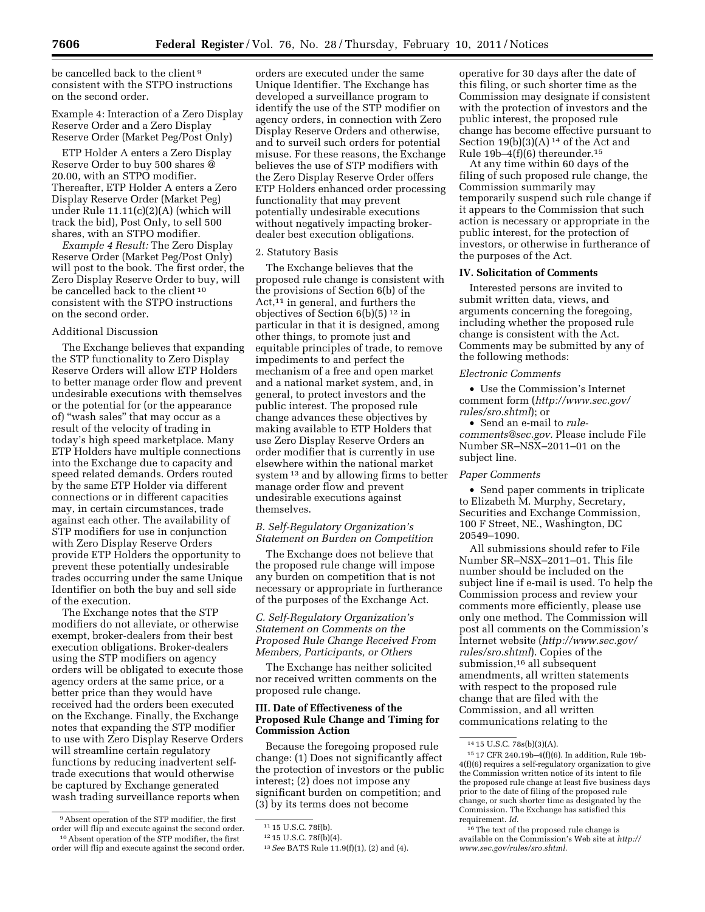be cancelled back to the client[9] consistent with the STPO instructions on the second order.

Example 4: Interaction of a Zero Display Reserve Order and a Zero Display Reserve Order (Market Peg/Post Only)

ETP Holder A enters a Zero Display Reserve Order to buy 500 shares @ 20.00, with an STPO modifier. Thereafter, ETP Holder A enters a Zero Display Reserve Order (Market Peg) under Rule 11.11(c)(2)(A) (which will track the bid), Post Only, to sell 500 shares, with an STPO modifier.

*Example 4 Result:* The Zero Display Reserve Order (Market Peg/Post Only) will post to the book. The first order, the Zero Display Reserve Order to buy, will be cancelled back to the client[10] consistent with the STPO instructions on the second order.

Additional Discussion

The Exchange believes that expanding the STP functionality to Zero Display Reserve Orders will allow ETP Holders to better manage order flow and prevent undesirable executions with themselves or the potential for (or the appearance of) "wash sales" that may occur as a result of the velocity of trading in today's high speed marketplace. Many ETP Holders have multiple connections into the Exchange due to capacity and speed related demands. Orders routed by the same ETP Holder via different connections or in different capacities may, in certain circumstances, trade against each other. The availability of STP modifiers for use in conjunction with Zero Display Reserve Orders provide ETP Holders the opportunity to prevent these potentially undesirable trades occurring under the same Unique Identifier on both the buy and sell side of the execution.

The Exchange notes that the STP modifiers do not alleviate, or otherwise exempt, broker-dealers from their best execution obligations. Broker-dealers using the STP modifiers on agency orders will be obligated to execute those agency orders at the same price, or a better price than they would have received had the orders been executed on the Exchange. Finally, the Exchange notes that expanding the STP modifier to use with Zero Display Reserve Orders will streamline certain regulatory functions by reducing inadvertent self-trade executions that would otherwise be captured by Exchange generated wash trading surveillance reports when orders are executed under the same Unique Identifier. The Exchange has developed a surveillance program to identify the use of the STP modifier on agency orders, in connection with Zero Display Reserve Orders and otherwise, and to surveil such orders for potential misuse. For these reasons, the Exchange believes the use of STP modifiers with the Zero Display Reserve Order offers ETP Holders enhanced order processing functionality that may prevent potentially undesirable executions without negatively impacting broker-dealer best execution obligations.

2. Statutory Basis

The Exchange believes that the proposed rule change is consistent with the provisions of Section 6(b) of the Act,[11] in general, and furthers the objectives of Section 6(b)(5)[12] in particular in that it is designed, among other things, to promote just and equitable principles of trade, to remove impediments to and perfect the mechanism of a free and open market and a national market system, and, in general, to protect investors and the public interest. The proposed rule change advances these objectives by making available to ETP Holders that use Zero Display Reserve Orders an order modifier that is currently in use elsewhere within the national market system[13] and by allowing firms to better manage order flow and prevent undesirable executions against themselves.

### *B. Self-Regulatory Organization's Statement on Burden on Competition*

The Exchange does not believe that the proposed rule change will impose any burden on competition that is not necessary or appropriate in furtherance of the purposes of the Exchange Act.

### *C. Self-Regulatory Organization's Statement on Comments on the Proposed Rule Change Received From Members, Participants, or Others*

The Exchange has neither solicited nor received written comments on the proposed rule change.

## III. Date of Effectiveness of the Proposed Rule Change and Timing for Commission Action

Because the foregoing proposed rule change: (1) Does not significantly affect the protection of investors or the public interest; (2) does not impose any significant burden on competition; and (3) by its terms does not become operative for 30 days after the date of this filing, or such shorter time as the Commission may designate if consistent with the protection of investors and the public interest, the proposed rule change has become effective pursuant to Section 19(b)(3)(A)[14] of the Act and Rule 19b–4(f)(6) thereunder.[15]

At any time within 60 days of the filing of such proposed rule change, the Commission summarily may temporarily suspend such rule change if it appears to the Commission that such action is necessary or appropriate in the public interest, for the protection of investors, or otherwise in furtherance of the purposes of the Act.

## IV. Solicitation of Comments

Interested persons are invited to submit written data, views, and arguments concerning the foregoing, including whether the proposed rule change is consistent with the Act. Comments may be submitted by any of the following methods:

*Electronic Comments*

- Use the Commission's Internet comment form (*http://www.sec.gov/rules/sro.shtml*); or
- Send an e-mail to *rule-comments@sec.gov.* Please include File Number SR–NSX–2011–01 on the subject line.

*Paper Comments*

- Send paper comments in triplicate to Elizabeth M. Murphy, Secretary, Securities and Exchange Commission, 100 F Street, NE., Washington, DC 20549–1090.

All submissions should refer to File Number SR–NSX–2011–01. This file number should be included on the subject line if e-mail is used. To help the Commission process and review your comments more efficiently, please use only one method. The Commission will post all comments on the Commission's Internet website (*http://www.sec.gov/rules/sro.shtml*). Copies of the submission,[16] all subsequent amendments, all written statements with respect to the proposed rule change that are filed with the Commission, and all written communications relating to the

---

[9] Absent operation of the STP modifier, the first order will flip and execute against the second order.

[10] Absent operation of the STP modifier, the first order will flip and execute against the second order.

[11] 15 U.S.C. 78f(b).

[12] 15 U.S.C. 78f(b)(4).

[13] *See* BATS Rule 11.9(f)(1), (2) and (4).

[14] 15 U.S.C. 78s(b)(3)(A).

[15] 17 CFR 240.19b–4(f)(6). In addition, Rule 19b-4(f)(6) requires a self-regulatory organization to give the Commission written notice of its intent to file the proposed rule change at least five business days prior to the date of filing of the proposed rule change, or such shorter time as designated by the Commission. The Exchange has satisfied this requirement. *Id.*

[16] The text of the proposed rule change is available on the Commission's Web site at *http://www.sec.gov/rules/sro.shtml.*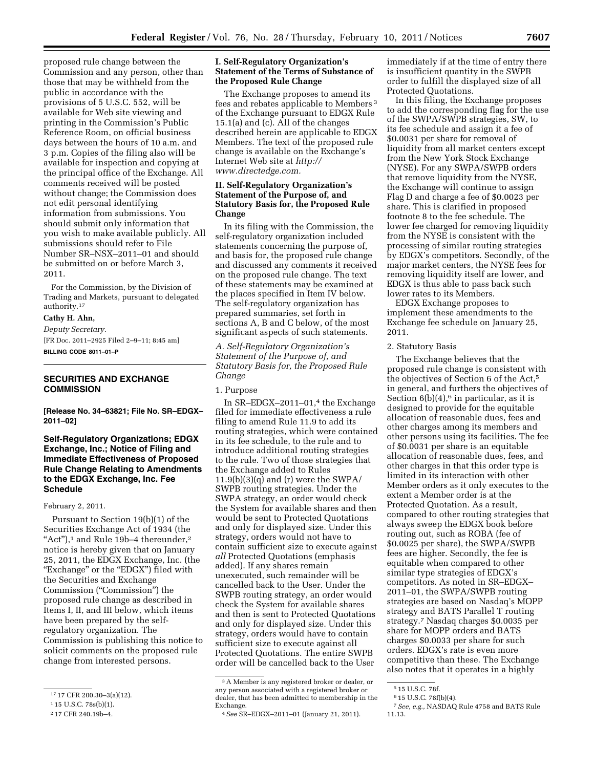proposed rule change between the Commission and any person, other than those that may be withheld from the public in accordance with the provisions of 5 U.S.C. 552, will be available for Web site viewing and printing in the Commission's Public Reference Room, on official business days between the hours of 10 a.m. and 3 p.m. Copies of the filing also will be available for inspection and copying at the principal office of the Exchange. All comments received will be posted without change; the Commission does not edit personal identifying information from submissions. You should submit only information that you wish to make available publicly. All submissions should refer to File Number SR–NSX–2011–01 and should be submitted on or before March 3, 2011.

For the Commission, by the Division of Trading and Markets, pursuant to delegated authority.[17]

**Cathy H. Ahn,**

*Deputy Secretary.*

[FR Doc. 2011–2925 Filed 2–9–11; 8:45 am]

**BILLING CODE 8011–01–P**

---

## SECURITIES AND EXCHANGE COMMISSION

**[Release No. 34–63821; File No. SR–EDGX–2011–02]**

## Self-Regulatory Organizations; EDGX Exchange, Inc.; Notice of Filing and Immediate Effectiveness of Proposed Rule Change Relating to Amendments to the EDGX Exchange, Inc. Fee Schedule

February 2, 2011.

Pursuant to Section 19(b)(1) of the Securities Exchange Act of 1934 (the "Act"),[1] and Rule 19b–4 thereunder,[2] notice is hereby given that on January 25, 2011, the EDGX Exchange, Inc. (the "Exchange" or the "EDGX") filed with the Securities and Exchange Commission ("Commission") the proposed rule change as described in Items I, II, and III below, which items have been prepared by the self-regulatory organization. The Commission is publishing this notice to solicit comments on the proposed rule change from interested persons.

### I. Self-Regulatory Organization's Statement of the Terms of Substance of the Proposed Rule Change

The Exchange proposes to amend its fees and rebates applicable to Members[3] of the Exchange pursuant to EDGX Rule 15.1(a) and (c). All of the changes described herein are applicable to EDGX Members. The text of the proposed rule change is available on the Exchange's Internet Web site at *http://www.directedge.com.*

### II. Self-Regulatory Organization's Statement of the Purpose of, and Statutory Basis for, the Proposed Rule Change

In its filing with the Commission, the self-regulatory organization included statements concerning the purpose of, and basis for, the proposed rule change and discussed any comments it received on the proposed rule change. The text of these statements may be examined at the places specified in Item IV below. The self-regulatory organization has prepared summaries, set forth in sections A, B and C below, of the most significant aspects of such statements.

*A. Self-Regulatory Organization's Statement of the Purpose of, and Statutory Basis for, the Proposed Rule Change*

1. Purpose

In SR–EDGX–2011–01,[4] the Exchange filed for immediate effectiveness a rule filing to amend Rule 11.9 to add its routing strategies, which were contained in its fee schedule, to the rule and to introduce additional routing strategies to the rule. Two of those strategies that the Exchange added to Rules 11.9(b)(3)(q) and (r) were the SWPA/SWPB routing strategies. Under the SWPA strategy, an order would check the System for available shares and then would be sent to Protected Quotations and only for displayed size. Under this strategy, orders would not have to contain sufficient size to execute against *all* Protected Quotations (emphasis added). If any shares remain unexecuted, such remainder will be cancelled back to the User. Under the SWPB routing strategy, an order would check the System for available shares and then is sent to Protected Quotations and only for displayed size. Under this strategy, orders would have to contain sufficient size to execute against all Protected Quotations. The entire SWPB order will be cancelled back to the User immediately if at the time of entry there is insufficient quantity in the SWPB order to fulfill the displayed size of all Protected Quotations.

In this filing, the Exchange proposes to add the corresponding flag for the use of the SWPA/SWPB strategies, SW, to its fee schedule and assign it a fee of $0.0031 per share for removal of liquidity from all market centers except from the New York Stock Exchange (NYSE). For any SWPA/SWPB orders that remove liquidity from the NYSE, the Exchange will continue to assign Flag D and charge a fee of $0.0023 per share. This is clarified in proposed footnote 8 to the fee schedule. The lower fee charged for removing liquidity from the NYSE is consistent with the processing of similar routing strategies by EDGX's competitors. Secondly, of the major market centers, the NYSE fees for removing liquidity itself are lower, and EDGX is thus able to pass back such lower rates to its Members.

EDGX Exchange proposes to implement these amendments to the Exchange fee schedule on January 25, 2011.

2. Statutory Basis

The Exchange believes that the proposed rule change is consistent with the objectives of Section 6 of the Act,[5] in general, and furthers the objectives of Section 6(b)(4),[6] in particular, as it is designed to provide for the equitable allocation of reasonable dues, fees and other charges among its members and other persons using its facilities. The fee of $0.0031 per share is an equitable allocation of reasonable dues, fees, and other charges in that this order type is limited in its interaction with other Member orders as it only executes to the extent a Member order is at the Protected Quotation. As a result, compared to other routing strategies that always sweep the EDGX book before routing out, such as ROBA (fee of $0.0025 per share), the SWPA/SWPB fees are higher. Secondly, the fee is equitable when compared to other similar type strategies of EDGX's competitors. As noted in SR–EDGX–2011–01, the SWPA/SWPB routing strategies are based on Nasdaq's MOPP strategy and BATS Parallel T routing strategy.[7] Nasdaq charges $0.0035 per share for MOPP orders and BATS charges $0.0033 per share for such orders. EDGX's rate is even more competitive than these. The Exchange also notes that it operates in a highly

---

[17] 17 CFR 200.30–3(a)(12).

[1] 15 U.S.C. 78s(b)(1).

[2] 17 CFR 240.19b–4.

[3] A Member is any registered broker or dealer, or any person associated with a registered broker or dealer, that has been admitted to membership in the Exchange.

[4] *See* SR–EDGX–2011–01 (January 21, 2011).

[5] 15 U.S.C. 78f.

[6] 15 U.S.C. 78f(b)(4).

[7] *See, e.g.,* NASDAQ Rule 4758 and BATS Rule 11.13.